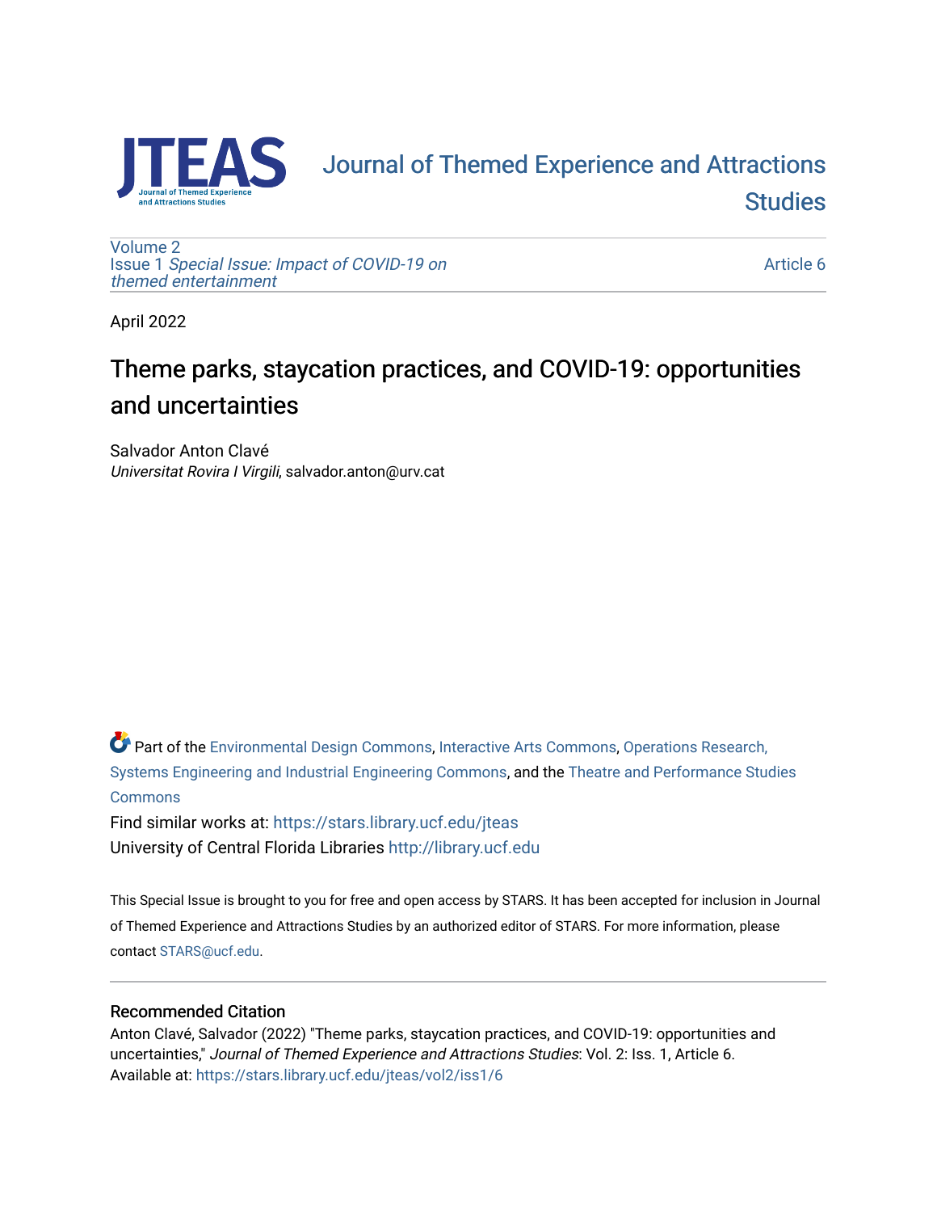# Journal of Themed Experience and Attractions Studies

Volume 2
Issue 1 *Special Issue: Impact of COVID-19 on themed entertainment*

Article 6

April 2022

## Theme parks, staycation practices, and COVID-19: opportunities and uncertainties

Salvador Anton Clavé
*Universitat Rovira I Virgili*, salvador.anton@urv.cat

Part of the Environmental Design Commons, Interactive Arts Commons, Operations Research, Systems Engineering and Industrial Engineering Commons, and the Theatre and Performance Studies Commons

Find similar works at: https://stars.library.ucf.edu/jteas
University of Central Florida Libraries http://library.ucf.edu

This Special Issue is brought to you for free and open access by STARS. It has been accepted for inclusion in Journal of Themed Experience and Attractions Studies by an authorized editor of STARS. For more information, please contact STARS@ucf.edu.

### Recommended Citation

Anton Clavé, Salvador (2022) "Theme parks, staycation practices, and COVID-19: opportunities and uncertainties," *Journal of Themed Experience and Attractions Studies*: Vol. 2: Iss. 1, Article 6.
Available at: https://stars.library.ucf.edu/jteas/vol2/iss1/6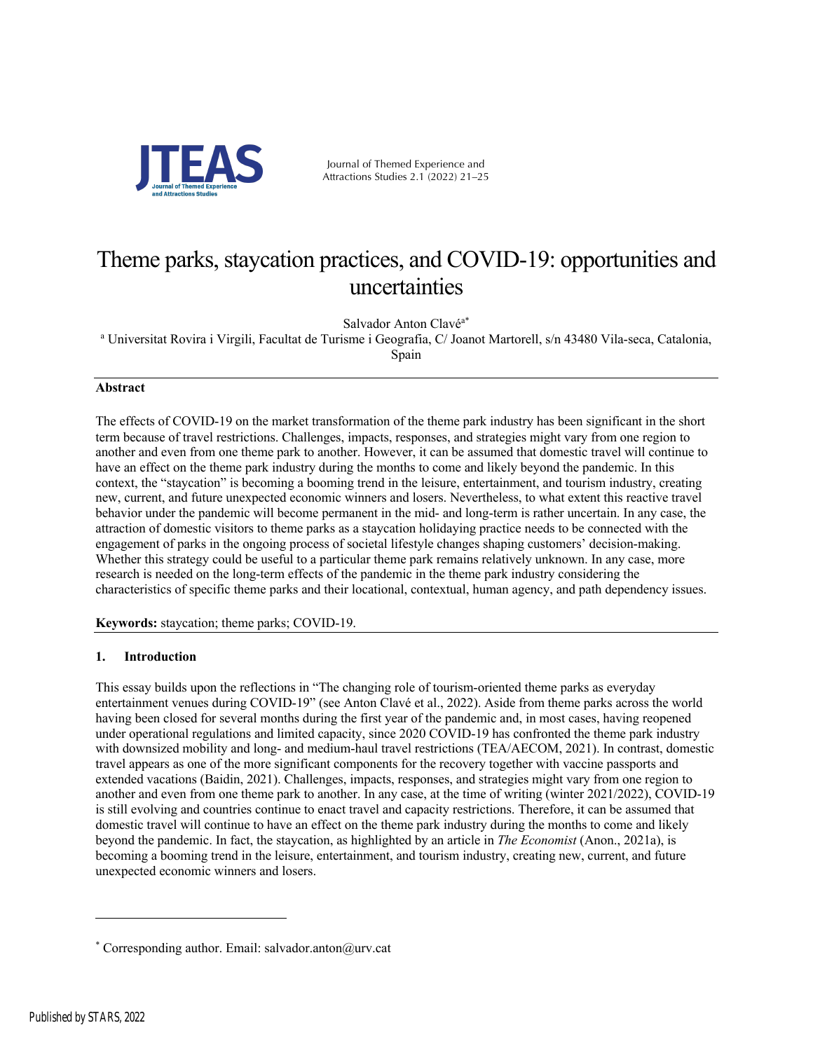# Theme parks, staycation practices, and COVID-19: opportunities and uncertainties

Salvador Anton Clavé[a*]

[a] Universitat Rovira i Virgili, Facultat de Turisme i Geografia, C/ Joanot Martorell, s/n 43480 Vila-seca, Catalonia, Spain

## Abstract

The effects of COVID-19 on the market transformation of the theme park industry has been significant in the short term because of travel restrictions. Challenges, impacts, responses, and strategies might vary from one region to another and even from one theme park to another. However, it can be assumed that domestic travel will continue to have an effect on the theme park industry during the months to come and likely beyond the pandemic. In this context, the "staycation" is becoming a booming trend in the leisure, entertainment, and tourism industry, creating new, current, and future unexpected economic winners and losers. Nevertheless, to what extent this reactive travel behavior under the pandemic will become permanent in the mid- and long-term is rather uncertain. In any case, the attraction of domestic visitors to theme parks as a staycation holidaying practice needs to be connected with the engagement of parks in the ongoing process of societal lifestyle changes shaping customers' decision-making. Whether this strategy could be useful to a particular theme park remains relatively unknown. In any case, more research is needed on the long-term effects of the pandemic in the theme park industry considering the characteristics of specific theme parks and their locational, contextual, human agency, and path dependency issues.

**Keywords:** staycation; theme parks; COVID-19.

## 1. Introduction

This essay builds upon the reflections in "The changing role of tourism-oriented theme parks as everyday entertainment venues during COVID-19" (see Anton Clavé et al., 2022). Aside from theme parks across the world having been closed for several months during the first year of the pandemic and, in most cases, having reopened under operational regulations and limited capacity, since 2020 COVID-19 has confronted the theme park industry with downsized mobility and long- and medium-haul travel restrictions (TEA/AECOM, 2021). In contrast, domestic travel appears as one of the more significant components for the recovery together with vaccine passports and extended vacations (Baidin, 2021). Challenges, impacts, responses, and strategies might vary from one region to another and even from one theme park to another. In any case, at the time of writing (winter 2021/2022), COVID-19 is still evolving and countries continue to enact travel and capacity restrictions. Therefore, it can be assumed that domestic travel will continue to have an effect on the theme park industry during the months to come and likely beyond the pandemic. In fact, the staycation, as highlighted by an article in *The Economist* (Anon., 2021a), is becoming a booming trend in the leisure, entertainment, and tourism industry, creating new, current, and future unexpected economic winners and losers.

---

[*] Corresponding author. Email: salvador.anton@urv.cat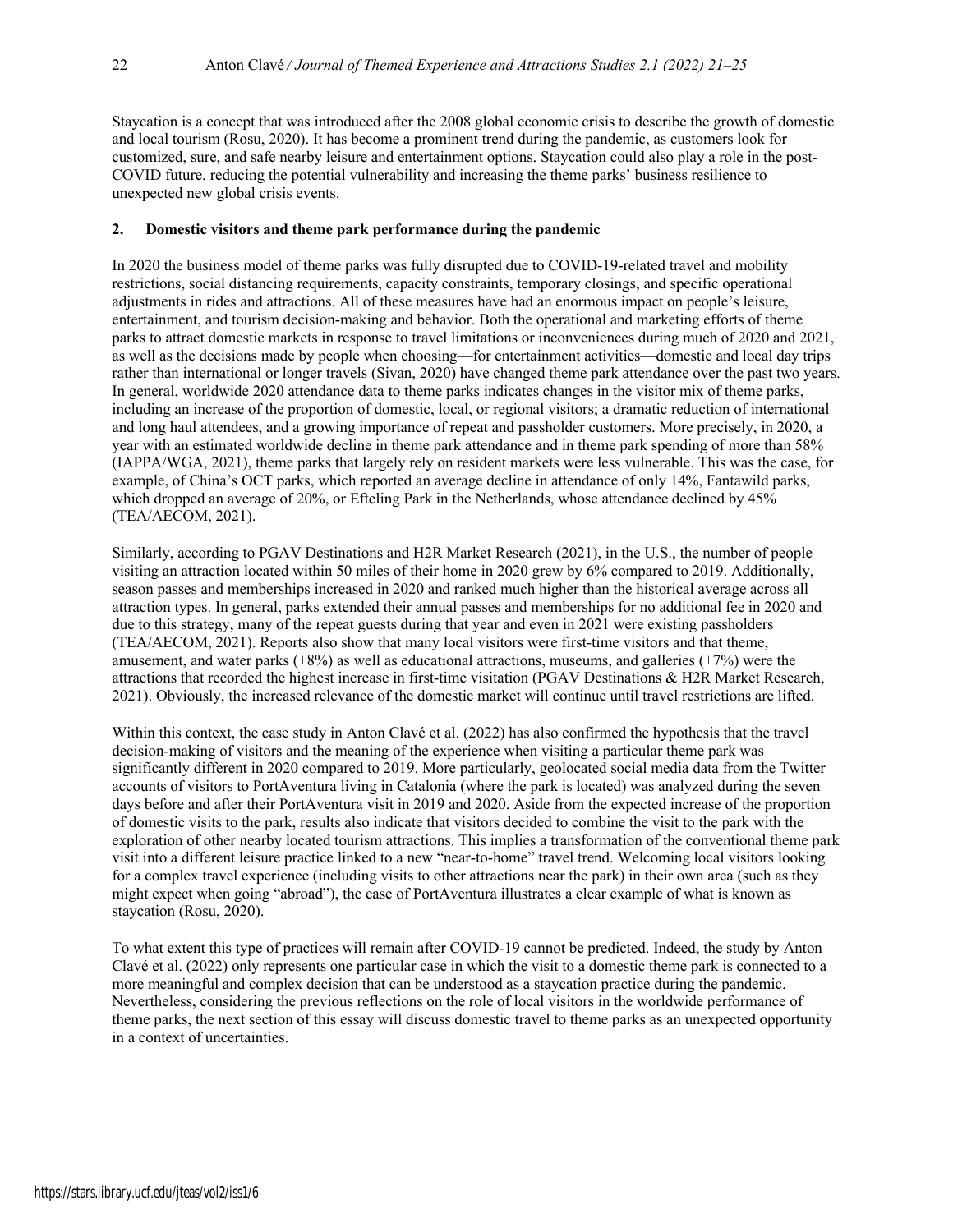Staycation is a concept that was introduced after the 2008 global economic crisis to describe the growth of domestic and local tourism (Rosu, 2020). It has become a prominent trend during the pandemic, as customers look for customized, sure, and safe nearby leisure and entertainment options. Staycation could also play a role in the post-COVID future, reducing the potential vulnerability and increasing the theme parks' business resilience to unexpected new global crisis events.

## 2. Domestic visitors and theme park performance during the pandemic

In 2020 the business model of theme parks was fully disrupted due to COVID-19-related travel and mobility restrictions, social distancing requirements, capacity constraints, temporary closings, and specific operational adjustments in rides and attractions. All of these measures have had an enormous impact on people's leisure, entertainment, and tourism decision-making and behavior. Both the operational and marketing efforts of theme parks to attract domestic markets in response to travel limitations or inconveniences during much of 2020 and 2021, as well as the decisions made by people when choosing—for entertainment activities—domestic and local day trips rather than international or longer travels (Sivan, 2020) have changed theme park attendance over the past two years. In general, worldwide 2020 attendance data to theme parks indicates changes in the visitor mix of theme parks, including an increase of the proportion of domestic, local, or regional visitors; a dramatic reduction of international and long haul attendees, and a growing importance of repeat and passholder customers. More precisely, in 2020, a year with an estimated worldwide decline in theme park attendance and in theme park spending of more than 58% (IAPPA/WGA, 2021), theme parks that largely rely on resident markets were less vulnerable. This was the case, for example, of China's OCT parks, which reported an average decline in attendance of only 14%, Fantawild parks, which dropped an average of 20%, or Efteling Park in the Netherlands, whose attendance declined by 45% (TEA/AECOM, 2021).

Similarly, according to PGAV Destinations and H2R Market Research (2021), in the U.S., the number of people visiting an attraction located within 50 miles of their home in 2020 grew by 6% compared to 2019. Additionally, season passes and memberships increased in 2020 and ranked much higher than the historical average across all attraction types. In general, parks extended their annual passes and memberships for no additional fee in 2020 and due to this strategy, many of the repeat guests during that year and even in 2021 were existing passholders (TEA/AECOM, 2021). Reports also show that many local visitors were first-time visitors and that theme, amusement, and water parks (+8%) as well as educational attractions, museums, and galleries (+7%) were the attractions that recorded the highest increase in first-time visitation (PGAV Destinations & H2R Market Research, 2021). Obviously, the increased relevance of the domestic market will continue until travel restrictions are lifted.

Within this context, the case study in Anton Clavé et al. (2022) has also confirmed the hypothesis that the travel decision-making of visitors and the meaning of the experience when visiting a particular theme park was significantly different in 2020 compared to 2019. More particularly, geolocated social media data from the Twitter accounts of visitors to PortAventura living in Catalonia (where the park is located) was analyzed during the seven days before and after their PortAventura visit in 2019 and 2020. Aside from the expected increase of the proportion of domestic visits to the park, results also indicate that visitors decided to combine the visit to the park with the exploration of other nearby located tourism attractions. This implies a transformation of the conventional theme park visit into a different leisure practice linked to a new "near-to-home" travel trend. Welcoming local visitors looking for a complex travel experience (including visits to other attractions near the park) in their own area (such as they might expect when going "abroad"), the case of PortAventura illustrates a clear example of what is known as staycation (Rosu, 2020).

To what extent this type of practices will remain after COVID-19 cannot be predicted. Indeed, the study by Anton Clavé et al. (2022) only represents one particular case in which the visit to a domestic theme park is connected to a more meaningful and complex decision that can be understood as a staycation practice during the pandemic. Nevertheless, considering the previous reflections on the role of local visitors in the worldwide performance of theme parks, the next section of this essay will discuss domestic travel to theme parks as an unexpected opportunity in a context of uncertainties.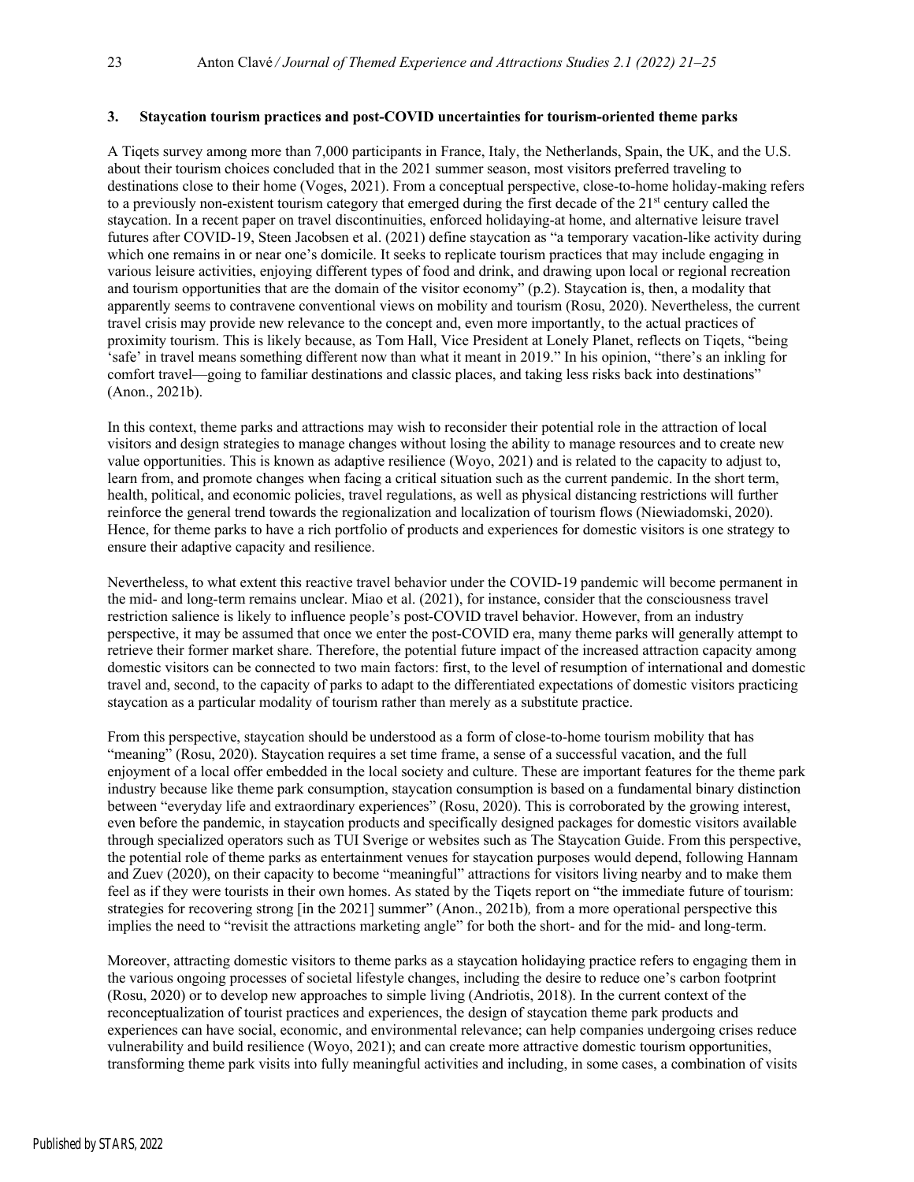## 3. Staycation tourism practices and post-COVID uncertainties for tourism-oriented theme parks

A Tiqets survey among more than 7,000 participants in France, Italy, the Netherlands, Spain, the UK, and the U.S. about their tourism choices concluded that in the 2021 summer season, most visitors preferred traveling to destinations close to their home (Voges, 2021). From a conceptual perspective, close-to-home holiday-making refers to a previously non-existent tourism category that emerged during the first decade of the 21st century called the staycation. In a recent paper on travel discontinuities, enforced holidaying-at home, and alternative leisure travel futures after COVID-19, Steen Jacobsen et al. (2021) define staycation as "a temporary vacation-like activity during which one remains in or near one's domicile. It seeks to replicate tourism practices that may include engaging in various leisure activities, enjoying different types of food and drink, and drawing upon local or regional recreation and tourism opportunities that are the domain of the visitor economy" (p.2). Staycation is, then, a modality that apparently seems to contravene conventional views on mobility and tourism (Rosu, 2020). Nevertheless, the current travel crisis may provide new relevance to the concept and, even more importantly, to the actual practices of proximity tourism. This is likely because, as Tom Hall, Vice President at Lonely Planet, reflects on Tiqets, "being 'safe' in travel means something different now than what it meant in 2019." In his opinion, "there's an inkling for comfort travel—going to familiar destinations and classic places, and taking less risks back into destinations" (Anon., 2021b).

In this context, theme parks and attractions may wish to reconsider their potential role in the attraction of local visitors and design strategies to manage changes without losing the ability to manage resources and to create new value opportunities. This is known as adaptive resilience (Woyo, 2021) and is related to the capacity to adjust to, learn from, and promote changes when facing a critical situation such as the current pandemic. In the short term, health, political, and economic policies, travel regulations, as well as physical distancing restrictions will further reinforce the general trend towards the regionalization and localization of tourism flows (Niewiadomski, 2020). Hence, for theme parks to have a rich portfolio of products and experiences for domestic visitors is one strategy to ensure their adaptive capacity and resilience.

Nevertheless, to what extent this reactive travel behavior under the COVID-19 pandemic will become permanent in the mid- and long-term remains unclear. Miao et al. (2021), for instance, consider that the consciousness travel restriction salience is likely to influence people's post-COVID travel behavior. However, from an industry perspective, it may be assumed that once we enter the post-COVID era, many theme parks will generally attempt to retrieve their former market share. Therefore, the potential future impact of the increased attraction capacity among domestic visitors can be connected to two main factors: first, to the level of resumption of international and domestic travel and, second, to the capacity of parks to adapt to the differentiated expectations of domestic visitors practicing staycation as a particular modality of tourism rather than merely as a substitute practice.

From this perspective, staycation should be understood as a form of close-to-home tourism mobility that has "meaning" (Rosu, 2020). Staycation requires a set time frame, a sense of a successful vacation, and the full enjoyment of a local offer embedded in the local society and culture. These are important features for the theme park industry because like theme park consumption, staycation consumption is based on a fundamental binary distinction between "everyday life and extraordinary experiences" (Rosu, 2020). This is corroborated by the growing interest, even before the pandemic, in staycation products and specifically designed packages for domestic visitors available through specialized operators such as TUI Sverige or websites such as The Staycation Guide. From this perspective, the potential role of theme parks as entertainment venues for staycation purposes would depend, following Hannam and Zuev (2020), on their capacity to become "meaningful" attractions for visitors living nearby and to make them feel as if they were tourists in their own homes. As stated by the Tiqets report on "the immediate future of tourism: strategies for recovering strong [in the 2021] summer" (Anon., 2021b)*,* from a more operational perspective this implies the need to "revisit the attractions marketing angle" for both the short- and for the mid- and long-term.

Moreover, attracting domestic visitors to theme parks as a staycation holidaying practice refers to engaging them in the various ongoing processes of societal lifestyle changes, including the desire to reduce one's carbon footprint (Rosu, 2020) or to develop new approaches to simple living (Andriotis, 2018). In the current context of the reconceptualization of tourist practices and experiences, the design of staycation theme park products and experiences can have social, economic, and environmental relevance; can help companies undergoing crises reduce vulnerability and build resilience (Woyo, 2021); and can create more attractive domestic tourism opportunities, transforming theme park visits into fully meaningful activities and including, in some cases, a combination of visits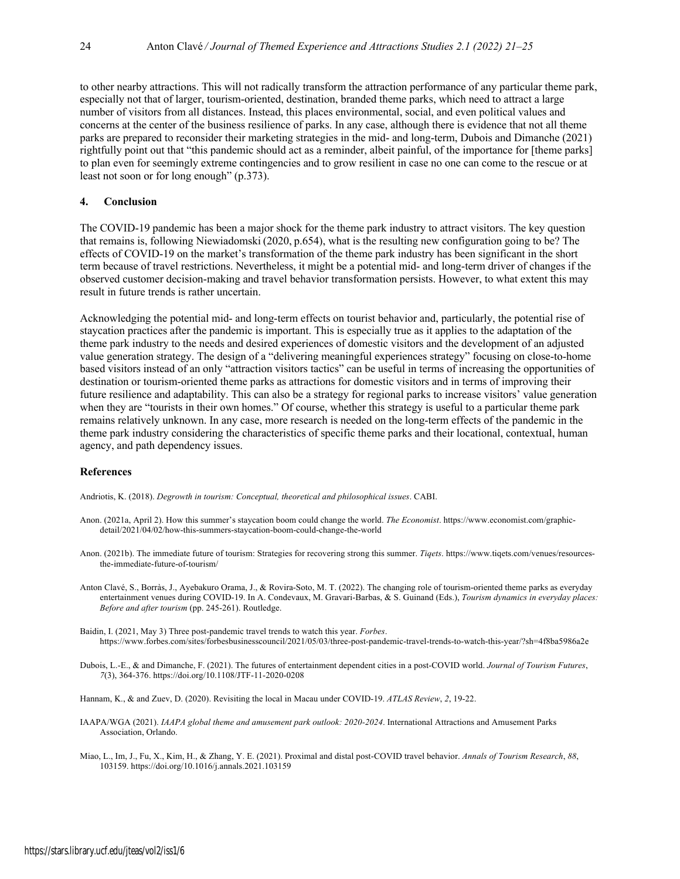to other nearby attractions. This will not radically transform the attraction performance of any particular theme park, especially not that of larger, tourism-oriented, destination, branded theme parks, which need to attract a large number of visitors from all distances. Instead, this places environmental, social, and even political values and concerns at the center of the business resilience of parks. In any case, although there is evidence that not all theme parks are prepared to reconsider their marketing strategies in the mid- and long-term, Dubois and Dimanche (2021) rightfully point out that "this pandemic should act as a reminder, albeit painful, of the importance for [theme parks] to plan even for seemingly extreme contingencies and to grow resilient in case no one can come to the rescue or at least not soon or for long enough" (p.373).

## 4. Conclusion

The COVID-19 pandemic has been a major shock for the theme park industry to attract visitors. The key question that remains is, following Niewiadomski (2020, p.654), what is the resulting new configuration going to be? The effects of COVID-19 on the market's transformation of the theme park industry has been significant in the short term because of travel restrictions. Nevertheless, it might be a potential mid- and long-term driver of changes if the observed customer decision-making and travel behavior transformation persists. However, to what extent this may result in future trends is rather uncertain.

Acknowledging the potential mid- and long-term effects on tourist behavior and, particularly, the potential rise of staycation practices after the pandemic is important. This is especially true as it applies to the adaptation of the theme park industry to the needs and desired experiences of domestic visitors and the development of an adjusted value generation strategy. The design of a "delivering meaningful experiences strategy" focusing on close-to-home based visitors instead of an only "attraction visitors tactics" can be useful in terms of increasing the opportunities of destination or tourism-oriented theme parks as attractions for domestic visitors and in terms of improving their future resilience and adaptability. This can also be a strategy for regional parks to increase visitors' value generation when they are "tourists in their own homes." Of course, whether this strategy is useful to a particular theme park remains relatively unknown. In any case, more research is needed on the long-term effects of the pandemic in the theme park industry considering the characteristics of specific theme parks and their locational, contextual, human agency, and path dependency issues.

## References

Andriotis, K. (2018). *Degrowth in tourism: Conceptual, theoretical and philosophical issues*. CABI.

Anon. (2021a, April 2). How this summer's staycation boom could change the world. *The Economist*. https://www.economist.com/graphic-detail/2021/04/02/how-this-summers-staycation-boom-could-change-the-world

Anon. (2021b). The immediate future of tourism: Strategies for recovering strong this summer. *Tiqets*. https://www.tiqets.com/venues/resources-the-immediate-future-of-tourism/

Anton Clavé, S., Borràs, J., Ayebakuro Orama, J., & Rovira-Soto, M. T. (2022). The changing role of tourism-oriented theme parks as everyday entertainment venues during COVID-19. In A. Condevaux, M. Gravari-Barbas, & S. Guinand (Eds.), *Tourism dynamics in everyday places: Before and after tourism* (pp. 245-261). Routledge.

Baidin, I. (2021, May 3) Three post-pandemic travel trends to watch this year. *Forbes*. https://www.forbes.com/sites/forbesbusinesscouncil/2021/05/03/three-post-pandemic-travel-trends-to-watch-this-year/?sh=4f8ba5986a2e

Dubois, L.-E., & and Dimanche, F. (2021). The futures of entertainment dependent cities in a post-COVID world. *Journal of Tourism Futures*, *7*(3), 364-376. https://doi.org/10.1108/JTF-11-2020-0208

Hannam, K., & and Zuev, D. (2020). Revisiting the local in Macau under COVID-19. *ATLAS Review*, *2*, 19-22.

IAAPA/WGA (2021). *IAAPA global theme and amusement park outlook: 2020-2024*. International Attractions and Amusement Parks Association, Orlando.

Miao, L., Im, J., Fu, X., Kim, H., & Zhang, Y. E. (2021). Proximal and distal post-COVID travel behavior. *Annals of Tourism Research*, *88*, 103159. https://doi.org/10.1016/j.annals.2021.103159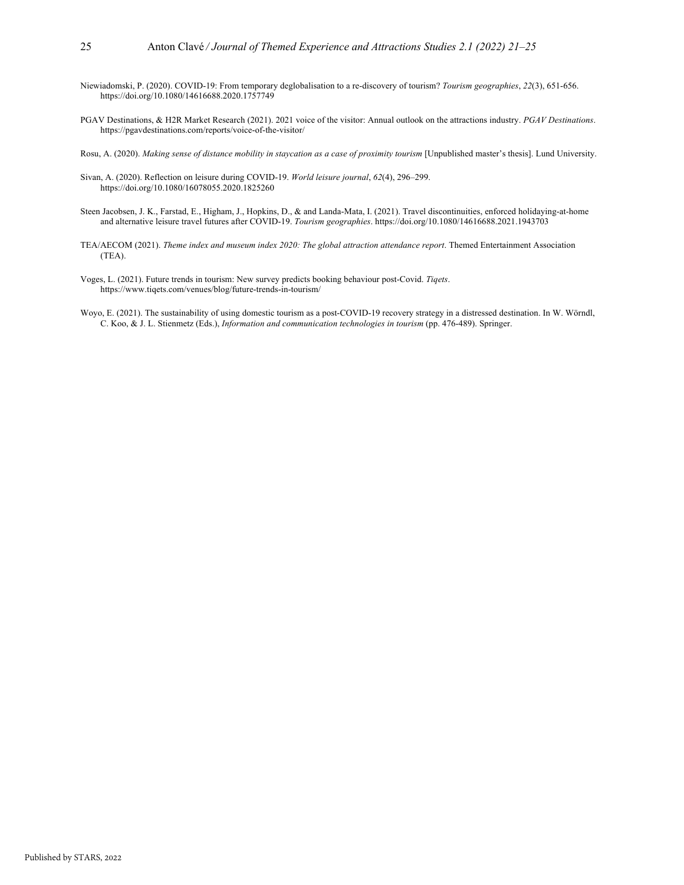Niewiadomski, P. (2020). COVID-19: From temporary deglobalisation to a re-discovery of tourism? *Tourism geographies*, *22*(3), 651-656. https://doi.org/10.1080/14616688.2020.1757749

PGAV Destinations, & H2R Market Research (2021). 2021 voice of the visitor: Annual outlook on the attractions industry. *PGAV Destinations*. https://pgavdestinations.com/reports/voice-of-the-visitor/

Rosu, A. (2020). *Making sense of distance mobility in staycation as a case of proximity tourism* [Unpublished master's thesis]. Lund University.

Sivan, A. (2020). Reflection on leisure during COVID-19. *World leisure journal*, *62*(4), 296–299. https://doi.org/10.1080/16078055.2020.1825260

Steen Jacobsen, J. K., Farstad, E., Higham, J., Hopkins, D., & and Landa-Mata, I. (2021). Travel discontinuities, enforced holidaying-at-home and alternative leisure travel futures after COVID-19. *Tourism geographies*. https://doi.org/10.1080/14616688.2021.1943703

TEA/AECOM (2021). *Theme index and museum index 2020: The global attraction attendance report*. Themed Entertainment Association (TEA).

Voges, L. (2021). Future trends in tourism: New survey predicts booking behaviour post-Covid. *Tiqets*. https://www.tiqets.com/venues/blog/future-trends-in-tourism/

Woyo, E. (2021). The sustainability of using domestic tourism as a post-COVID-19 recovery strategy in a distressed destination. In W. Wörndl, C. Koo, & J. L. Stienmetz (Eds.), *Information and communication technologies in tourism* (pp. 476-489). Springer.